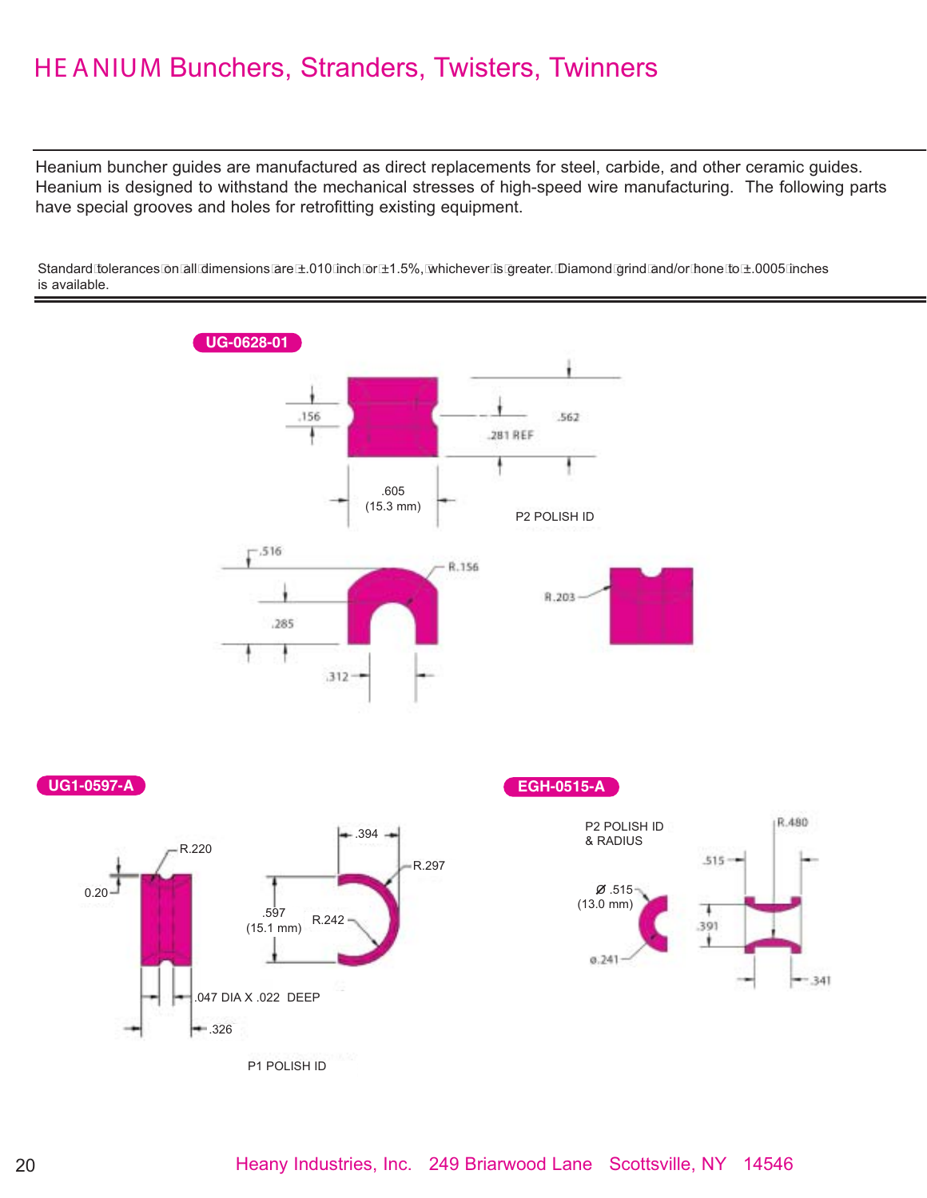# HEANIUM Bunchers, Stranders, Twisters, Twinners

Heanium buncher guides are manufactured as direct replacements for steel, carbide, and other ceramic guides. Heanium is designed to withstand the mechanical stresses of high-speed wire manufacturing. The following parts have special grooves and holes for retrofitting existing equipment.

Standard tolerances on all dimensions are ±.010 inch or ±1.5%, whichever is greater. Diamond grind and/or hone to ±.0005 inches is available.

## UG-0628-01

.156

.281 REF

.562

.605 (15.3 mm)

P2 POLISH ID

.516

R.156

.285

.312

R.203

## UG1-0597-A

R.220

0.20

.394

R.297

.597 (15.1 mm)

R.242

.047 DIA X .022 DEEP

.326

P1 POLISH ID

## EGH-0515-A

P2 POLISH ID & RADIUS

R.480

.515

Ø .515 (13.0 mm)

.391

ø.241

.341

Heany Industries, Inc. 249 Briarwood Lane Scottsville, NY 14546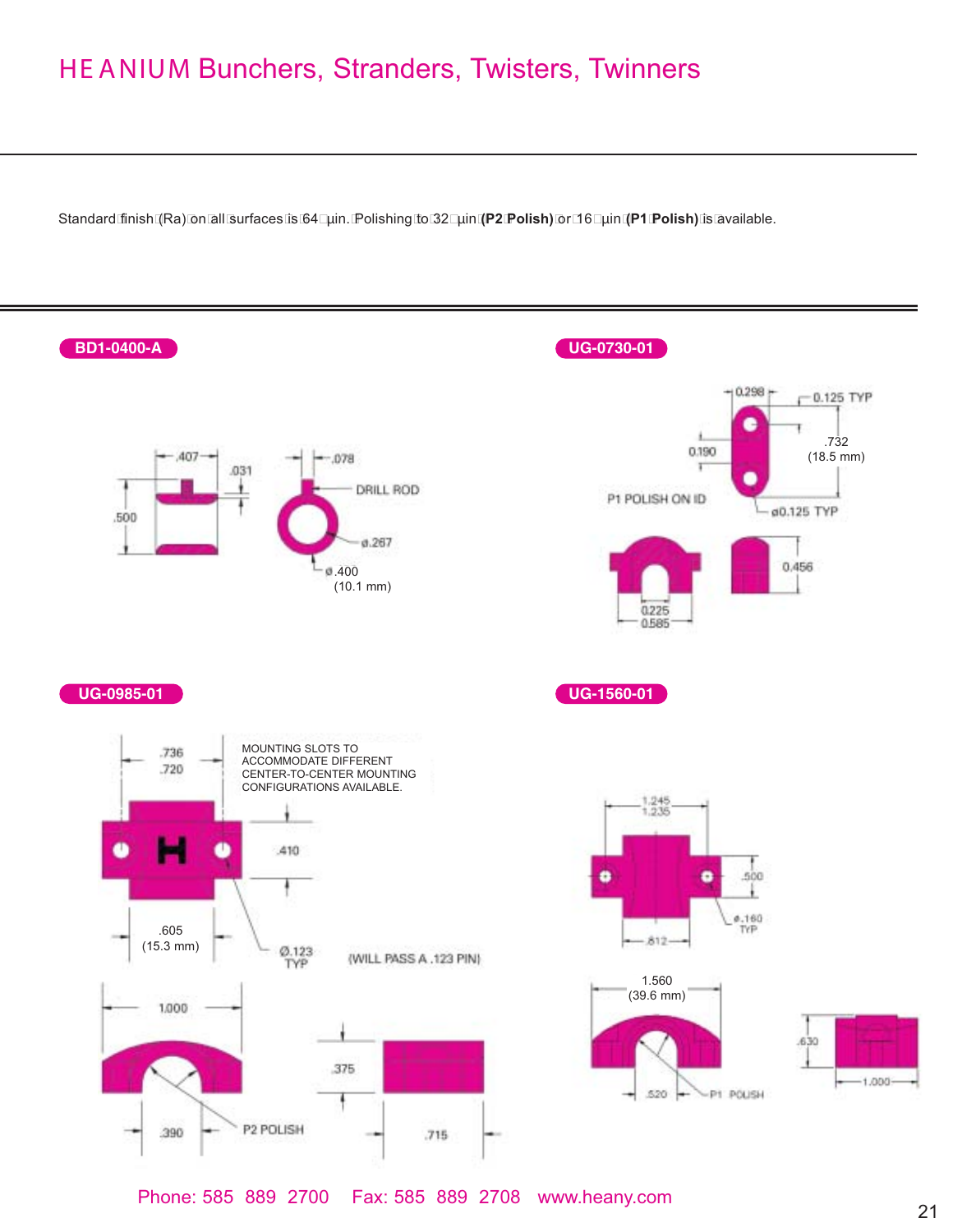# HEANIUM Bunchers, Stranders, Twisters, Twinners

Standard finish (Ra) on all surfaces is 64 µin. Polishing to 32 µin **(P2 Polish)** or 16 µin **(P1 Polish)** is available.

**BD1-0400-A**

.407
.031
.500
.078
DRILL ROD
ø.267
ø.400
(10.1 mm)

**UG-0730-01**

0.298
0.125 TYP
.732
(18.5 mm)
0.190
P1 POLISH ON ID
ø0.125 TYP
0.456
0.225
0.585

**UG-0985-01**

.736
.720
MOUNTING SLOTS TO ACCOMMODATE DIFFERENT CENTER-TO-CENTER MOUNTING CONFIGURATIONS AVAILABLE.
.410
.605
(15.3 mm)
Ø.123
TYP
(WILL PASS A .123 PIN)
1.000
.375
.390
P2 POLISH
.715

**UG-1560-01**

1.245
1.235
.500
ø.160
TYP
.812
1.560
(39.6 mm)
.630
.520
P1 POLISH
1.000

Phone: 585 889 2700 Fax: 585 889 2708 www.heany.com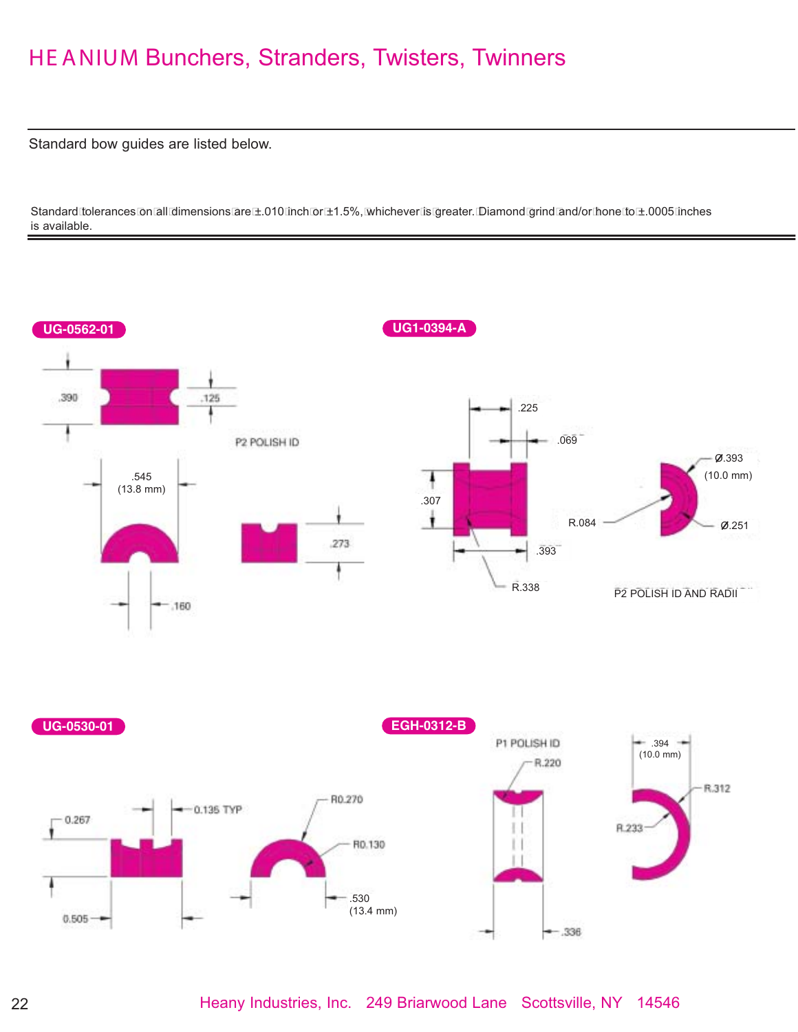# HEANIUM Bunchers, Stranders, Twisters, Twinners

Standard bow guides are listed below.

Standard tolerances on all dimensions are ±.010 inch or ±1.5%, whichever is greater. Diamond grind and/or hone to ±.0005 inches is available.

**UG-0562-01**

.390
.125
P2 POLISH ID
.545
(13.8 mm)
.273
.160

**UG1-0394-A**

.225
.069
.307
.393
R.338
R.084
Ø.393
(10.0 mm)
Ø.251
P2 POLISH ID AND RADII

**UG-0530-01**

0.267
0.135 TYP
0.505
R0.270
R0.130
.530
(13.4 mm)

**EGH-0312-B**

P1 POLISH ID
R.220
.336
.394
(10.0 mm)
R.312
R.233

Heany Industries, Inc. 249 Briarwood Lane Scottsville, NY 14546